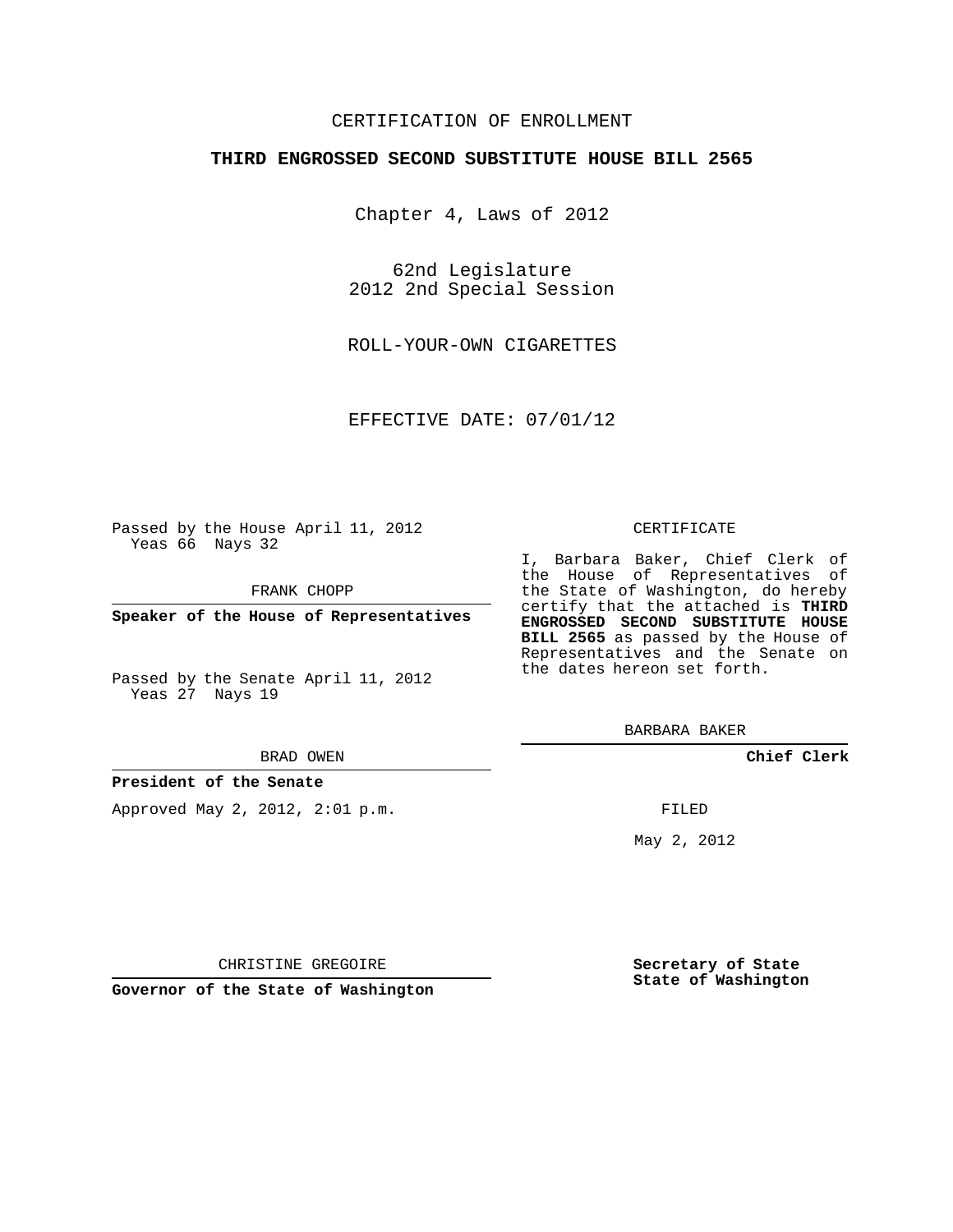CERTIFICATION OF ENROLLMENT

**THIRD ENGROSSED SECOND SUBSTITUTE HOUSE BILL 2565**

Chapter 4, Laws of 2012

62nd Legislature
2012 2nd Special Session

ROLL-YOUR-OWN CIGARETTES

EFFECTIVE DATE: 07/01/12

Passed by the House April 11, 2012
Yeas 66 Nays 32

FRANK CHOPP

**Speaker of the House of Representatives**

Passed by the Senate April 11, 2012
Yeas 27 Nays 19

BRAD OWEN

**President of the Senate**

Approved May 2, 2012, 2:01 p.m.

CHRISTINE GREGOIRE

**Governor of the State of Washington**

CERTIFICATE

I, Barbara Baker, Chief Clerk of the House of Representatives of the State of Washington, do hereby certify that the attached is **THIRD ENGROSSED SECOND SUBSTITUTE HOUSE BILL 2565** as passed by the House of Representatives and the Senate on the dates hereon set forth.

BARBARA BAKER

**Chief Clerk**

FILED

May 2, 2012

**Secretary of State**
**State of Washington**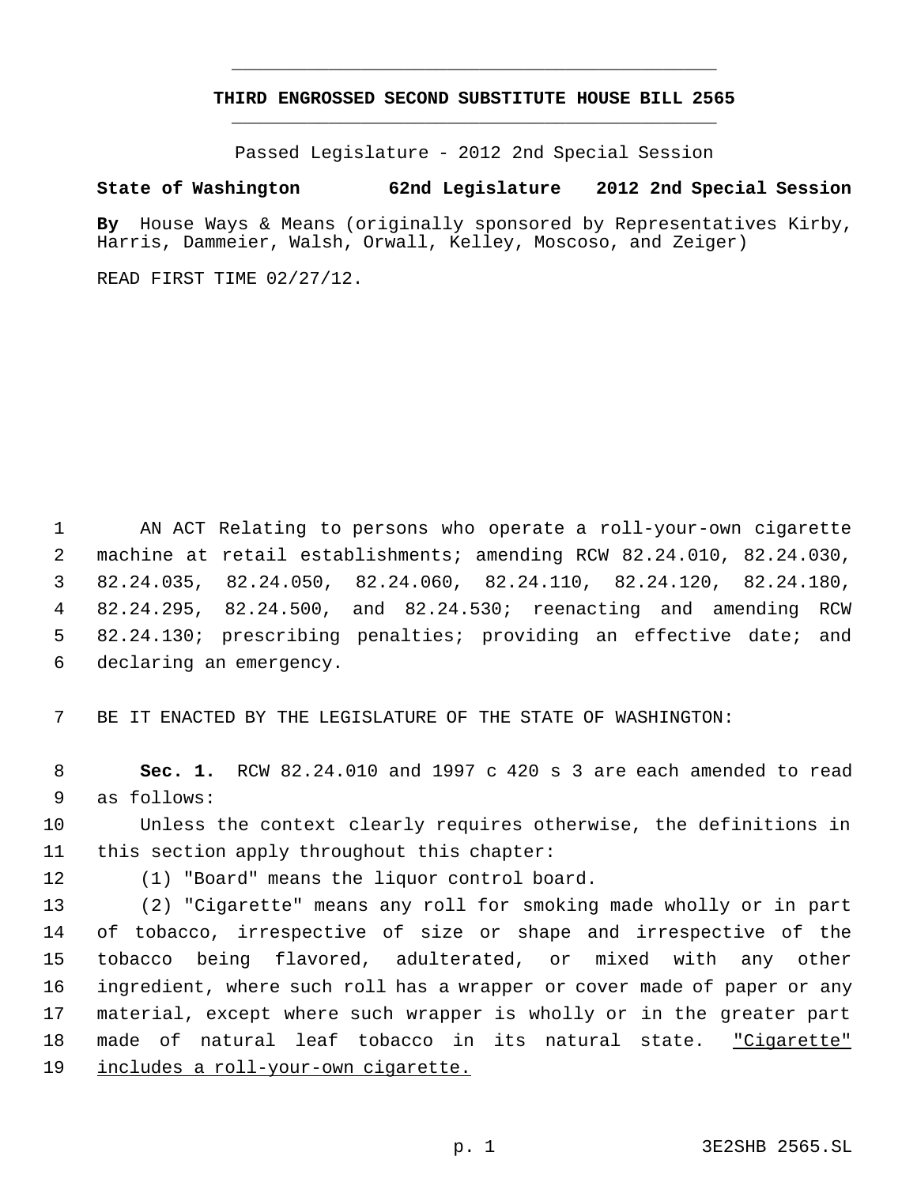# THIRD ENGROSSED SECOND SUBSTITUTE HOUSE BILL 2565

Passed Legislature - 2012 2nd Special Session

**State of Washington 62nd Legislature 2012 2nd Special Session**

**By** House Ways & Means (originally sponsored by Representatives Kirby, Harris, Dammeier, Walsh, Orwall, Kelley, Moscoso, and Zeiger)

READE FIRST TIME 02/27/12.

AN ACT Relating to persons who operate a roll-your-own cigarette machine at retail establishments; amending RCW 82.24.010, 82.24.030, 82.24.035, 82.24.050, 82.24.060, 82.24.110, 82.24.120, 82.24.180, 82.24.295, 82.24.500, and 82.24.530; reenacting and amending RCW 82.24.130; prescribing penalties; providing an effective date; and declaring an emergency.

BE IT ENACTED BY THE LEGISLATURE OF THE STATE OF WASHINGTON:

**Sec. 1.** RCW 82.24.010 and 1997 c 420 s 3 are each amended to read as follows:

Unless the context clearly requires otherwise, the definitions in this section apply throughout this chapter:

(1) "Board" means the liquor control board.

(2) "Cigarette" means any roll for smoking made wholly or in part of tobacco, irrespective of size or shape and irrespective of the tobacco being flavored, adulterated, or mixed with any other ingredient, where such roll has a wrapper or cover made of paper or any material, except where such wrapper is wholly or in the greater part made of natural leaf tobacco in its natural state. <u>"Cigarette" includes a roll-your-own cigarette.</u>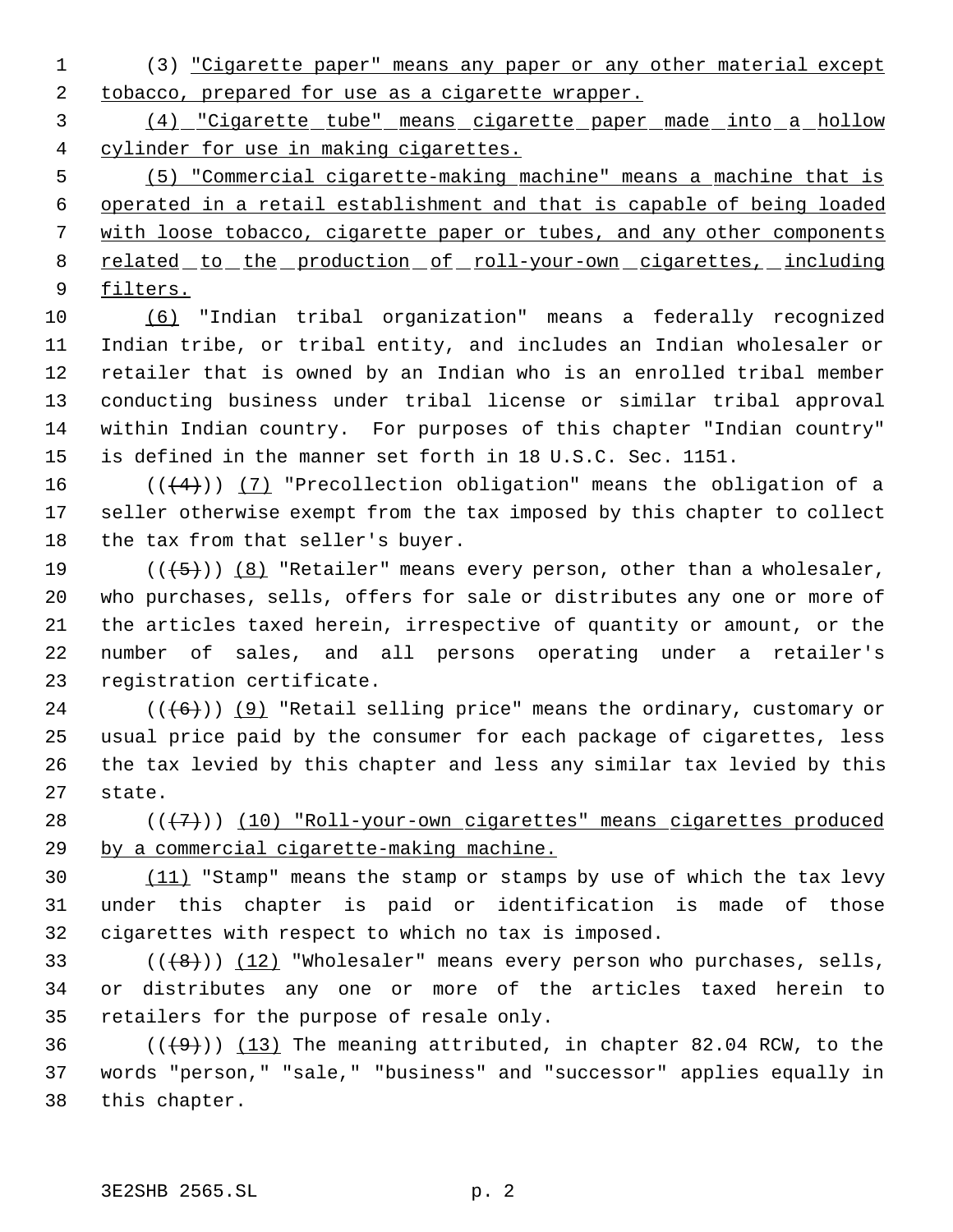(3) "Cigarette paper" means any paper or any other material except tobacco, prepared for use as a cigarette wrapper.

(4) "Cigarette tube" means cigarette paper made into a hollow cylinder for use in making cigarettes.

(5) "Commercial cigarette-making machine" means a machine that is operated in a retail establishment and that is capable of being loaded with loose tobacco, cigarette paper or tubes, and any other components related to the production of roll-your-own cigarettes, including filters.

(6) "Indian tribal organization" means a federally recognized Indian tribe, or tribal entity, and includes an Indian wholesaler or retailer that is owned by an Indian who is an enrolled tribal member conducting business under tribal license or similar tribal approval within Indian country. For purposes of this chapter "Indian country" is defined in the manner set forth in 18 U.S.C. Sec. 1151.

(((4))) (7) "Precollection obligation" means the obligation of a seller otherwise exempt from the tax imposed by this chapter to collect the tax from that seller's buyer.

(((5))) (8) "Retailer" means every person, other than a wholesaler, who purchases, sells, offers for sale or distributes any one or more of the articles taxed herein, irrespective of quantity or amount, or the number of sales, and all persons operating under a retailer's registration certificate.

(((6))) (9) "Retail selling price" means the ordinary, customary or usual price paid by the consumer for each package of cigarettes, less the tax levied by this chapter and less any similar tax levied by this state.

(((7))) (10) "Roll-your-own cigarettes" means cigarettes produced by a commercial cigarette-making machine.

(11) "Stamp" means the stamp or stamps by use of which the tax levy under this chapter is paid or identification is made of those cigarettes with respect to which no tax is imposed.

(((8))) (12) "Wholesaler" means every person who purchases, sells, or distributes any one or more of the articles taxed herein to retailers for the purpose of resale only.

(((9))) (13) The meaning attributed, in chapter 82.04 RCW, to the words "person," "sale," "business" and "successor" applies equally in this chapter.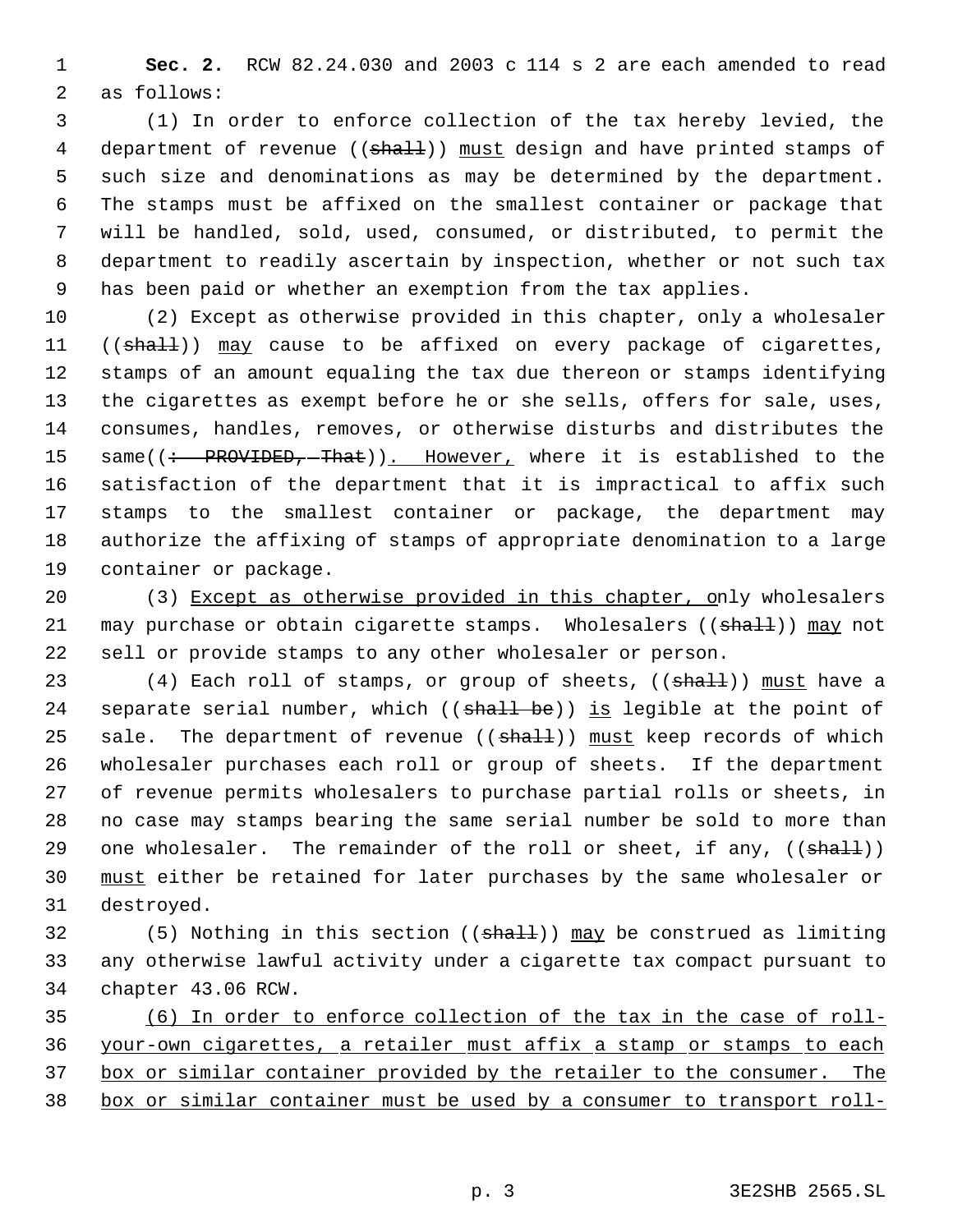**Sec. 2.** RCW 82.24.030 and 2003 c 114 s 2 are each amended to read as follows:

(1) In order to enforce collection of the tax hereby levied, the department of revenue ((~~shall~~)) <u>must</u> design and have printed stamps of such size and denominations as may be determined by the department. The stamps must be affixed on the smallest container or package that will be handled, sold, used, consumed, or distributed, to permit the department to readily ascertain by inspection, whether or not such tax has been paid or whether an exemption from the tax applies.

(2) Except as otherwise provided in this chapter, only a wholesaler ((~~shall~~)) <u>may</u> cause to be affixed on every package of cigarettes, stamps of an amount equaling the tax due thereon or stamps identifying the cigarettes as exempt before he or she sells, offers for sale, uses, consumes, handles, removes, or otherwise disturbs and distributes the same((~~: PROVIDED, That~~))<u>. However,</u> where it is established to the satisfaction of the department that it is impractical to affix such stamps to the smallest container or package, the department may authorize the affixing of stamps of appropriate denomination to a large container or package.

(3) <u>Except as otherwise provided in this chapter, o</u>nly wholesalers may purchase or obtain cigarette stamps. Wholesalers ((~~shall~~)) <u>may</u> not sell or provide stamps to any other wholesaler or person.

(4) Each roll of stamps, or group of sheets, ((~~shall~~)) <u>must</u> have a separate serial number, which ((~~shall be~~)) <u>is</u> legible at the point of sale. The department of revenue ((~~shall~~)) <u>must</u> keep records of which wholesaler purchases each roll or group of sheets. If the department of revenue permits wholesalers to purchase partial rolls or sheets, in no case may stamps bearing the same serial number be sold to more than one wholesaler. The remainder of the roll or sheet, if any, ((~~shall~~)) <u>must</u> either be retained for later purchases by the same wholesaler or destroyed.

(5) Nothing in this section ((~~shall~~)) <u>may</u> be construed as limiting any otherwise lawful activity under a cigarette tax compact pursuant to chapter 43.06 RCW.

<u>(6) In order to enforce collection of the tax in the case of roll-your-own cigarettes, a retailer must affix a stamp or stamps to each box or similar container provided by the retailer to the consumer. The box or similar container must be used by a consumer to transport roll-</u>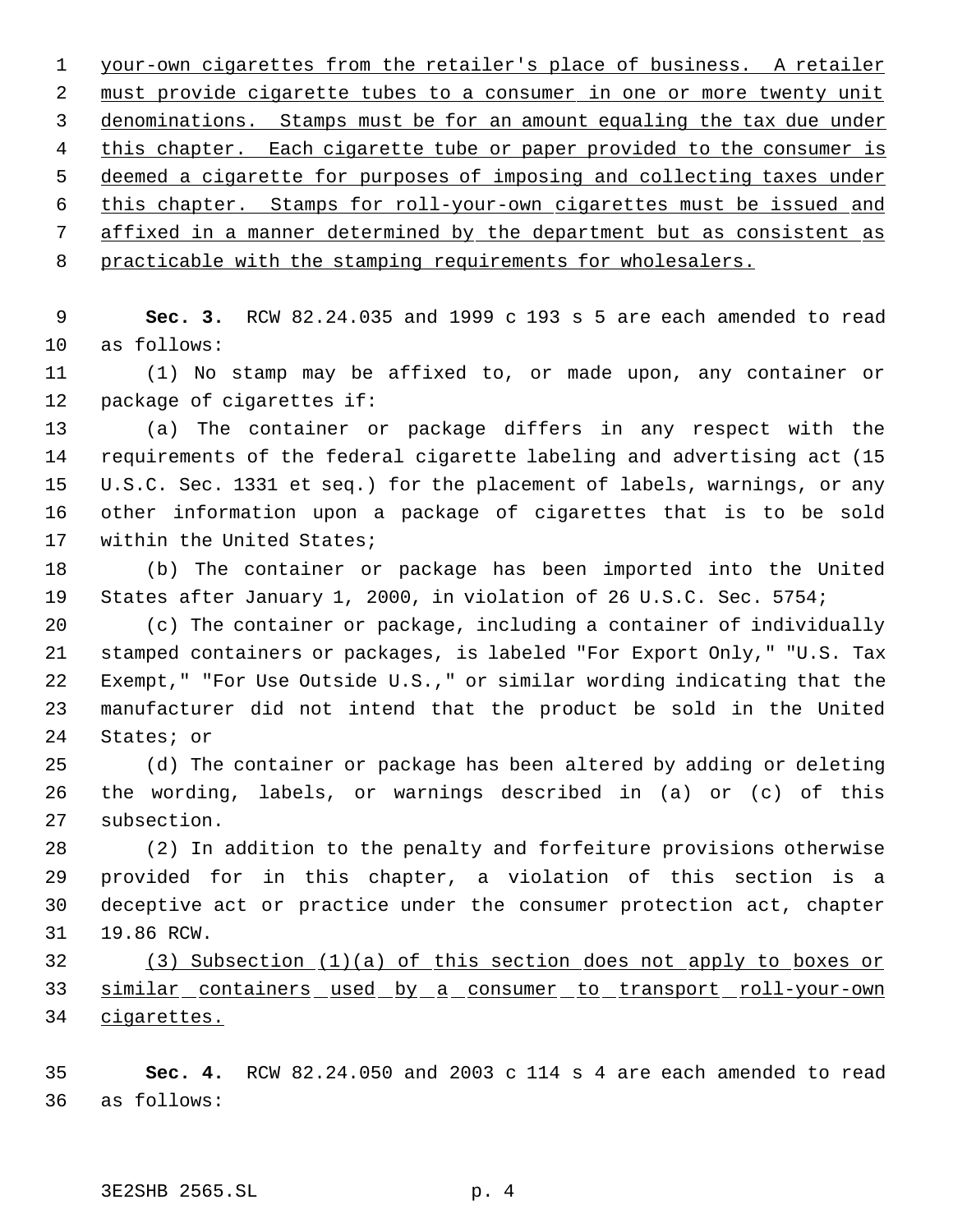your-own cigarettes from the retailer's place of business. A retailer must provide cigarette tubes to a consumer in one or more twenty unit denominations. Stamps must be for an amount equaling the tax due under this chapter. Each cigarette tube or paper provided to the consumer is deemed a cigarette for purposes of imposing and collecting taxes under this chapter. Stamps for roll-your-own cigarettes must be issued and affixed in a manner determined by the department but as consistent as practicable with the stamping requirements for wholesalers.

**Sec. 3.** RCW 82.24.035 and 1999 c 193 s 5 are each amended to read as follows:

(1) No stamp may be affixed to, or made upon, any container or package of cigarettes if:

(a) The container or package differs in any respect with the requirements of the federal cigarette labeling and advertising act (15 U.S.C. Sec. 1331 et seq.) for the placement of labels, warnings, or any other information upon a package of cigarettes that is to be sold within the United States;

(b) The container or package has been imported into the United States after January 1, 2000, in violation of 26 U.S.C. Sec. 5754;

(c) The container or package, including a container of individually stamped containers or packages, is labeled "For Export Only," "U.S. Tax Exempt," "For Use Outside U.S.," or similar wording indicating that the manufacturer did not intend that the product be sold in the United States; or

(d) The container or package has been altered by adding or deleting the wording, labels, or warnings described in (a) or (c) of this subsection.

(2) In addition to the penalty and forfeiture provisions otherwise provided for in this chapter, a violation of this section is a deceptive act or practice under the consumer protection act, chapter 19.86 RCW.

(3) Subsection (1)(a) of this section does not apply to boxes or similar containers used by a consumer to transport roll-your-own cigarettes.

**Sec. 4.** RCW 82.24.050 and 2003 c 114 s 4 are each amended to read as follows: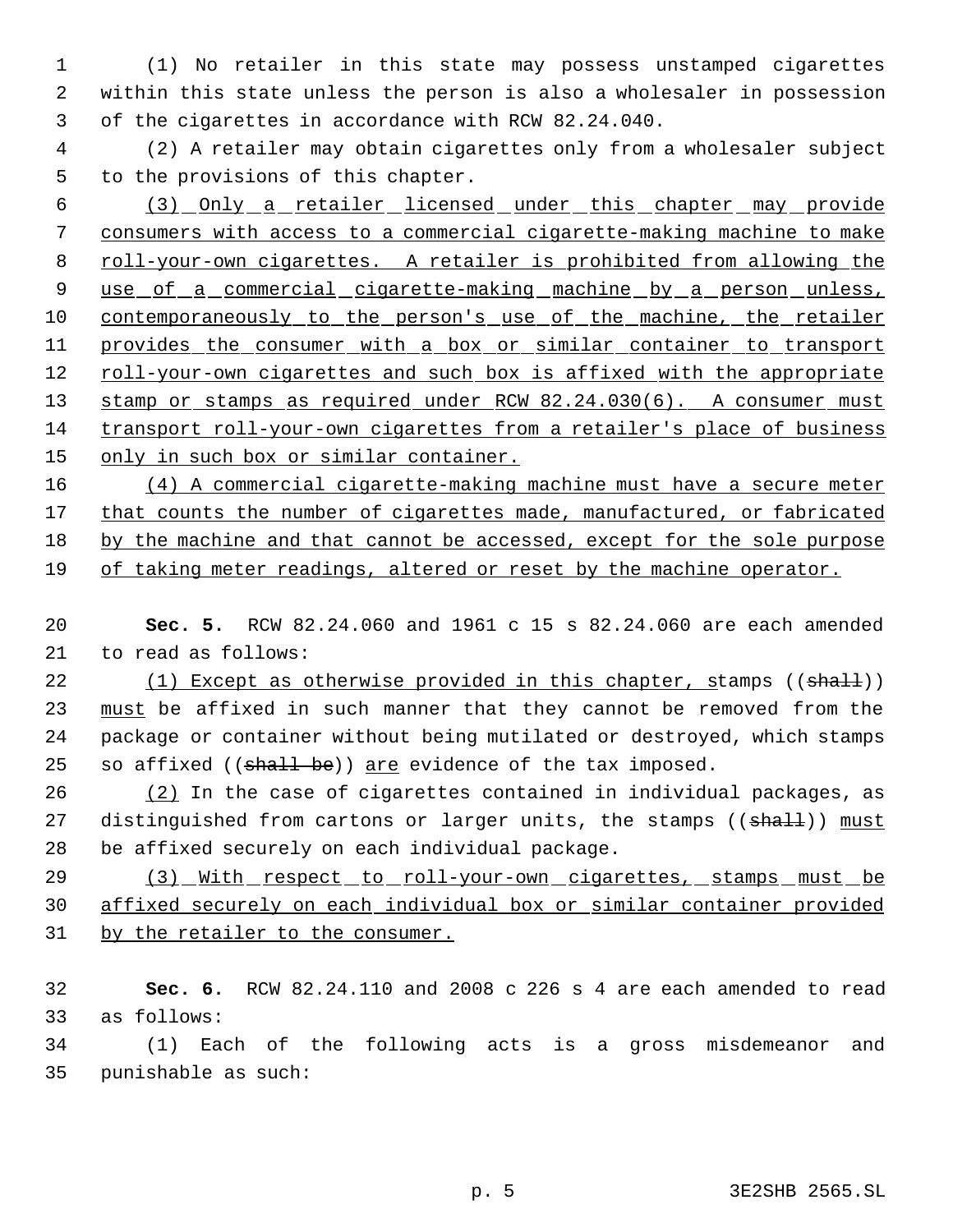(1) No retailer in this state may possess unstamped cigarettes within this state unless the person is also a wholesaler in possession of the cigarettes in accordance with RCW 82.24.040.

(2) A retailer may obtain cigarettes only from a wholesaler subject to the provisions of this chapter.

(3) Only a retailer licensed under this chapter may provide consumers with access to a commercial cigarette-making machine to make roll-your-own cigarettes. A retailer is prohibited from allowing the use of a commercial cigarette-making machine by a person unless, contemporaneously to the person's use of the machine, the retailer provides the consumer with a box or similar container to transport roll-your-own cigarettes and such box is affixed with the appropriate stamp or stamps as required under RCW 82.24.030(6). A consumer must transport roll-your-own cigarettes from a retailer's place of business only in such box or similar container.

(4) A commercial cigarette-making machine must have a secure meter that counts the number of cigarettes made, manufactured, or fabricated by the machine and that cannot be accessed, except for the sole purpose of taking meter readings, altered or reset by the machine operator.

**Sec. 5.** RCW 82.24.060 and 1961 c 15 s 82.24.060 are each amended to read as follows:

(1) Except as otherwise provided in this chapter, stamps ((~~shall~~)) must be affixed in such manner that they cannot be removed from the package or container without being mutilated or destroyed, which stamps so affixed ((~~shall be~~)) are evidence of the tax imposed.

(2) In the case of cigarettes contained in individual packages, as distinguished from cartons or larger units, the stamps ((~~shall~~)) must be affixed securely on each individual package.

(3) With respect to roll-your-own cigarettes, stamps must be affixed securely on each individual box or similar container provided by the retailer to the consumer.

**Sec. 6.** RCW 82.24.110 and 2008 c 226 s 4 are each amended to read as follows:

(1) Each of the following acts is a gross misdemeanor and punishable as such: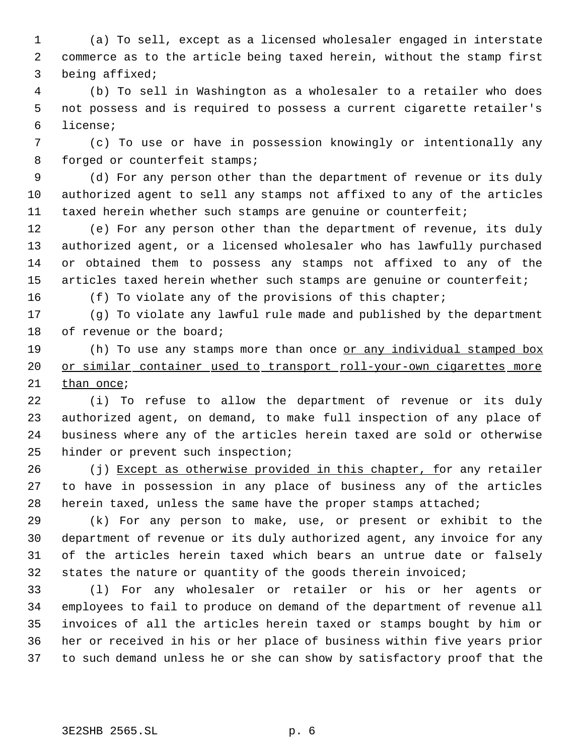(a) To sell, except as a licensed wholesaler engaged in interstate commerce as to the article being taxed herein, without the stamp first being affixed;

(b) To sell in Washington as a wholesaler to a retailer who does not possess and is required to possess a current cigarette retailer's license;

(c) To use or have in possession knowingly or intentionally any forged or counterfeit stamps;

(d) For any person other than the department of revenue or its duly authorized agent to sell any stamps not affixed to any of the articles taxed herein whether such stamps are genuine or counterfeit;

(e) For any person other than the department of revenue, its duly authorized agent, or a licensed wholesaler who has lawfully purchased or obtained them to possess any stamps not affixed to any of the articles taxed herein whether such stamps are genuine or counterfeit;

(f) To violate any of the provisions of this chapter;

(g) To violate any lawful rule made and published by the department of revenue or the board;

(h) To use any stamps more than once <u>or any individual stamped box or similar container used to transport roll-your-own cigarettes more than once</u>;

(i) To refuse to allow the department of revenue or its duly authorized agent, on demand, to make full inspection of any place of business where any of the articles herein taxed are sold or otherwise hinder or prevent such inspection;

(j) <u>Except as otherwise provided in this chapter, f</u>or any retailer to have in possession in any place of business any of the articles herein taxed, unless the same have the proper stamps attached;

(k) For any person to make, use, or present or exhibit to the department of revenue or its duly authorized agent, any invoice for any of the articles herein taxed which bears an untrue date or falsely states the nature or quantity of the goods therein invoiced;

(l) For any wholesaler or retailer or his or her agents or employees to fail to produce on demand of the department of revenue all invoices of all the articles herein taxed or stamps bought by him or her or received in his or her place of business within five years prior to such demand unless he or she can show by satisfactory proof that the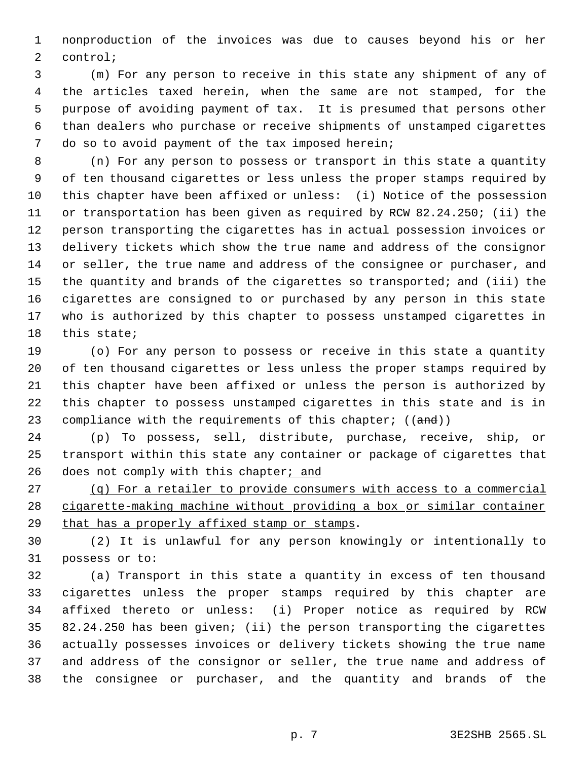nonproduction of the invoices was due to causes beyond his or her control;

(m) For any person to receive in this state any shipment of any of the articles taxed herein, when the same are not stamped, for the purpose of avoiding payment of tax. It is presumed that persons other than dealers who purchase or receive shipments of unstamped cigarettes do so to avoid payment of the tax imposed herein;

(n) For any person to possess or transport in this state a quantity of ten thousand cigarettes or less unless the proper stamps required by this chapter have been affixed or unless: (i) Notice of the possession or transportation has been given as required by RCW 82.24.250; (ii) the person transporting the cigarettes has in actual possession invoices or delivery tickets which show the true name and address of the consignor or seller, the true name and address of the consignee or purchaser, and the quantity and brands of the cigarettes so transported; and (iii) the cigarettes are consigned to or purchased by any person in this state who is authorized by this chapter to possess unstamped cigarettes in this state;

(o) For any person to possess or receive in this state a quantity of ten thousand cigarettes or less unless the proper stamps required by this chapter have been affixed or unless the person is authorized by this chapter to possess unstamped cigarettes in this state and is in compliance with the requirements of this chapter; ((~~and~~))

(p) To possess, sell, distribute, purchase, receive, ship, or transport within this state any container or package of cigarettes that does not comply with this chapter<u>; and</u>

<u>(q) For a retailer to provide consumers with access to a commercial cigarette-making machine without providing a box or similar container that has a properly affixed stamp or stamps</u>.

(2) It is unlawful for any person knowingly or intentionally to possess or to:

(a) Transport in this state a quantity in excess of ten thousand cigarettes unless the proper stamps required by this chapter are affixed thereto or unless: (i) Proper notice as required by RCW 82.24.250 has been given; (ii) the person transporting the cigarettes actually possesses invoices or delivery tickets showing the true name and address of the consignor or seller, the true name and address of the consignee or purchaser, and the quantity and brands of the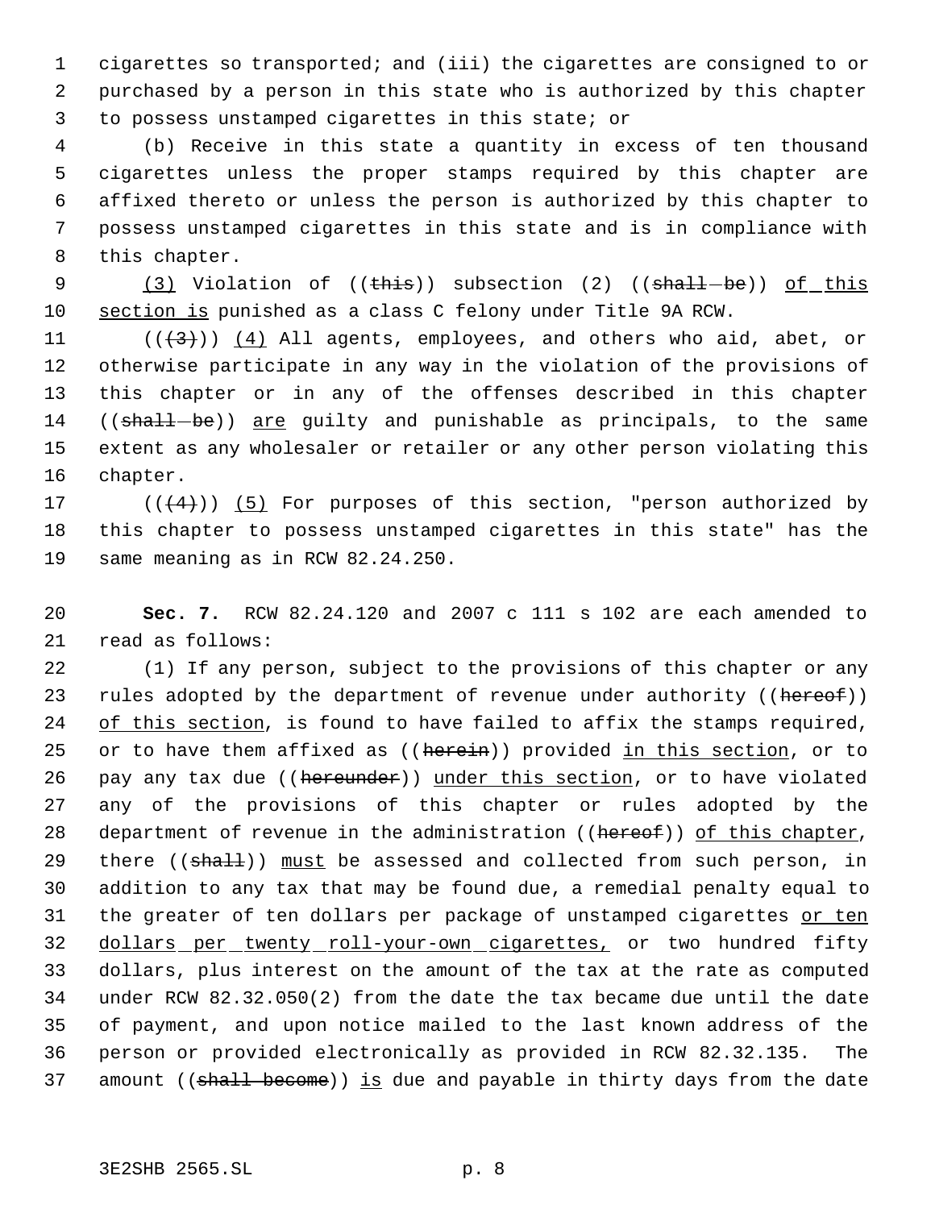cigarettes so transported; and (iii) the cigarettes are consigned to or purchased by a person in this state who is authorized by this chapter to possess unstamped cigarettes in this state; or

(b) Receive in this state a quantity in excess of ten thousand cigarettes unless the proper stamps required by this chapter are affixed thereto or unless the person is authorized by this chapter to possess unstamped cigarettes in this state and is in compliance with this chapter.

(3) Violation of ((~~this~~)) subsection (2) ((~~shall be~~)) of this section is punished as a class C felony under Title 9A RCW.

((~~(3)~~)) (4) All agents, employees, and others who aid, abet, or otherwise participate in any way in the violation of the provisions of this chapter or in any of the offenses described in this chapter ((~~shall be~~)) are guilty and punishable as principals, to the same extent as any wholesaler or retailer or any other person violating this chapter.

((~~(4)~~)) (5) For purposes of this section, "person authorized by this chapter to possess unstamped cigarettes in this state" has the same meaning as in RCW 82.24.250.

**Sec. 7.** RCW 82.24.120 and 2007 c 111 s 102 are each amended to read as follows:

(1) If any person, subject to the provisions of this chapter or any rules adopted by the department of revenue under authority ((~~hereof~~)) of this section, is found to have failed to affix the stamps required, or to have them affixed as ((~~herein~~)) provided in this section, or to pay any tax due ((~~hereunder~~)) under this section, or to have violated any of the provisions of this chapter or rules adopted by the department of revenue in the administration ((~~hereof~~)) of this chapter, there ((~~shall~~)) must be assessed and collected from such person, in addition to any tax that may be found due, a remedial penalty equal to the greater of ten dollars per package of unstamped cigarettes or ten dollars per twenty roll-your-own cigarettes, or two hundred fifty dollars, plus interest on the amount of the tax at the rate as computed under RCW 82.32.050(2) from the date the tax became due until the date of payment, and upon notice mailed to the last known address of the person or provided electronically as provided in RCW 82.32.135. The amount ((~~shall become~~)) is due and payable in thirty days from the date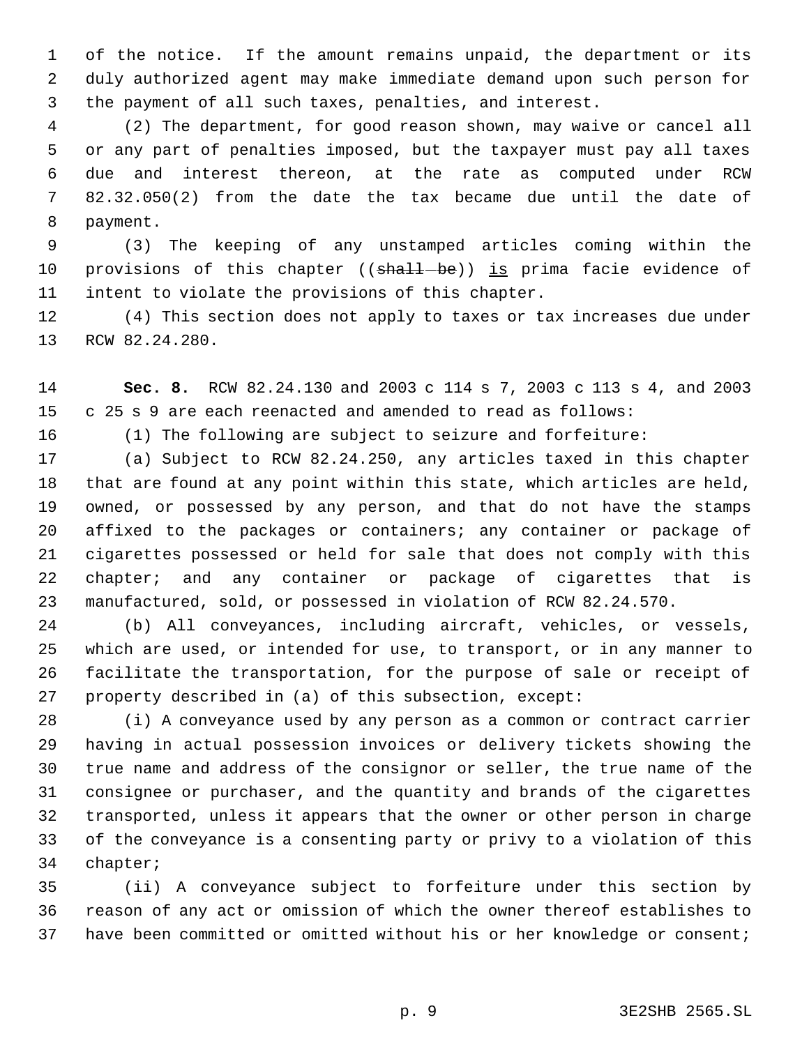of the notice. If the amount remains unpaid, the department or its duly authorized agent may make immediate demand upon such person for the payment of all such taxes, penalties, and interest.

(2) The department, for good reason shown, may waive or cancel all or any part of penalties imposed, but the taxpayer must pay all taxes due and interest thereon, at the rate as computed under RCW 82.32.050(2) from the date the tax became due until the date of payment.

(3) The keeping of any unstamped articles coming within the provisions of this chapter ((~~shall be~~)) is prima facie evidence of intent to violate the provisions of this chapter.

(4) This section does not apply to taxes or tax increases due under RCW 82.24.280.

**Sec. 8.** RCW 82.24.130 and 2003 c 114 s 7, 2003 c 113 s 4, and 2003 c 25 s 9 are each reenacted and amended to read as follows:

(1) The following are subject to seizure and forfeiture:

(a) Subject to RCW 82.24.250, any articles taxed in this chapter that are found at any point within this state, which articles are held, owned, or possessed by any person, and that do not have the stamps affixed to the packages or containers; any container or package of cigarettes possessed or held for sale that does not comply with this chapter; and any container or package of cigarettes that is manufactured, sold, or possessed in violation of RCW 82.24.570.

(b) All conveyances, including aircraft, vehicles, or vessels, which are used, or intended for use, to transport, or in any manner to facilitate the transportation, for the purpose of sale or receipt of property described in (a) of this subsection, except:

(i) A conveyance used by any person as a common or contract carrier having in actual possession invoices or delivery tickets showing the true name and address of the consignor or seller, the true name of the consignee or purchaser, and the quantity and brands of the cigarettes transported, unless it appears that the owner or other person in charge of the conveyance is a consenting party or privy to a violation of this chapter;

(ii) A conveyance subject to forfeiture under this section by reason of any act or omission of which the owner thereof establishes to have been committed or omitted without his or her knowledge or consent;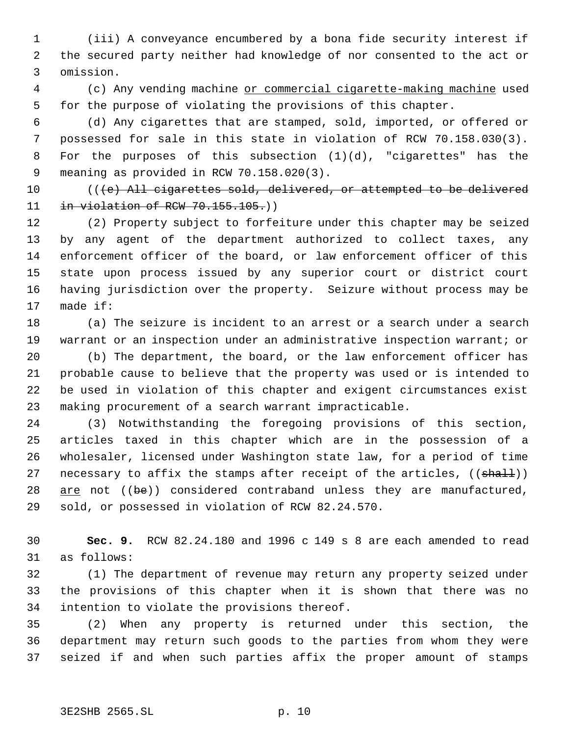(iii) A conveyance encumbered by a bona fide security interest if the secured party neither had knowledge of nor consented to the act or omission.

(c) Any vending machine <u>or commercial cigarette-making machine</u> used for the purpose of violating the provisions of this chapter.

(d) Any cigarettes that are stamped, sold, imported, or offered or possessed for sale in this state in violation of RCW 70.158.030(3). For the purposes of this subsection (1)(d), "cigarettes" has the meaning as provided in RCW 70.158.020(3).

((~~(e) All cigarettes sold, delivered, or attempted to be delivered in violation of RCW 70.155.105.~~))

(2) Property subject to forfeiture under this chapter may be seized by any agent of the department authorized to collect taxes, any enforcement officer of the board, or law enforcement officer of this state upon process issued by any superior court or district court having jurisdiction over the property. Seizure without process may be made if:

(a) The seizure is incident to an arrest or a search under a search warrant or an inspection under an administrative inspection warrant; or

(b) The department, the board, or the law enforcement officer has probable cause to believe that the property was used or is intended to be used in violation of this chapter and exigent circumstances exist making procurement of a search warrant impracticable.

(3) Notwithstanding the foregoing provisions of this section, articles taxed in this chapter which are in the possession of a wholesaler, licensed under Washington state law, for a period of time necessary to affix the stamps after receipt of the articles, ((~~shall~~)) <u>are</u> not ((~~be~~)) considered contraband unless they are manufactured, sold, or possessed in violation of RCW 82.24.570.

**Sec. 9.** RCW 82.24.180 and 1996 c 149 s 8 are each amended to read as follows:

(1) The department of revenue may return any property seized under the provisions of this chapter when it is shown that there was no intention to violate the provisions thereof.

(2) When any property is returned under this section, the department may return such goods to the parties from whom they were seized if and when such parties affix the proper amount of stamps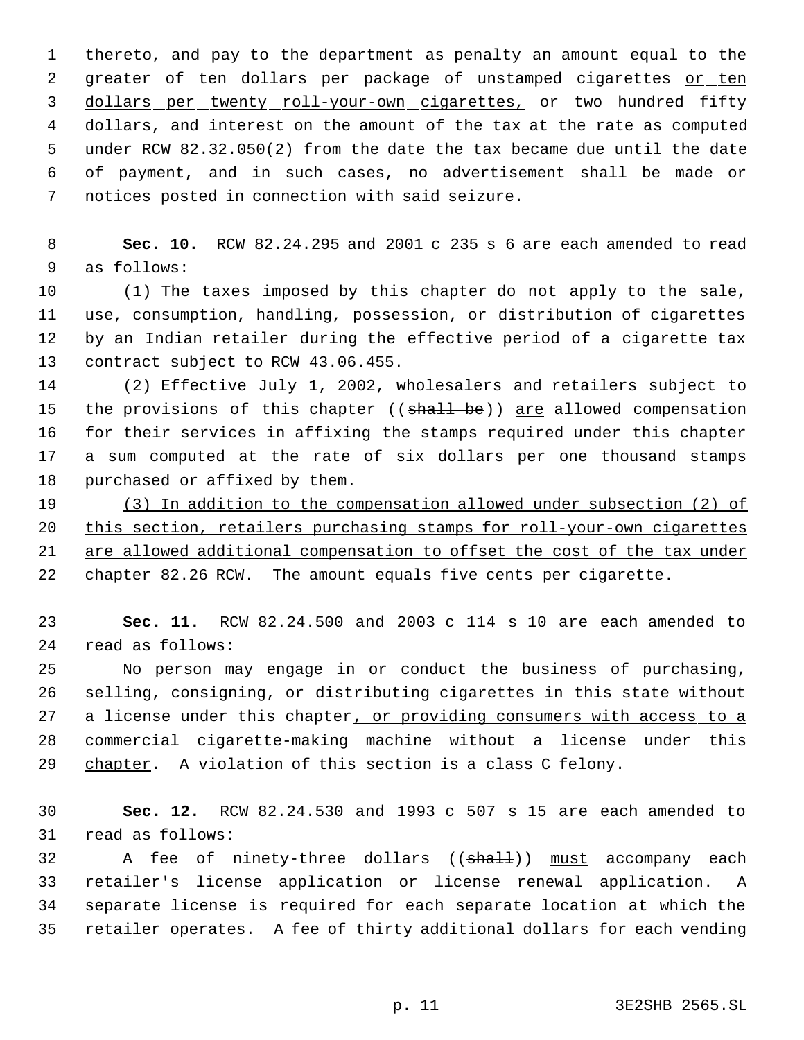thereto, and pay to the department as penalty an amount equal to the greater of ten dollars per package of unstamped cigarettes <u>or ten dollars per twenty roll-your-own cigarettes,</u> or two hundred fifty dollars, and interest on the amount of the tax at the rate as computed under RCW 82.32.050(2) from the date the tax became due until the date of payment, and in such cases, no advertisement shall be made or notices posted in connection with said seizure.

**Sec. 10.** RCW 82.24.295 and 2001 c 235 s 6 are each amended to read as follows:

(1) The taxes imposed by this chapter do not apply to the sale, use, consumption, handling, possession, or distribution of cigarettes by an Indian retailer during the effective period of a cigarette tax contract subject to RCW 43.06.455.

(2) Effective July 1, 2002, wholesalers and retailers subject to the provisions of this chapter ((~~shall be~~)) <u>are</u> allowed compensation for their services in affixing the stamps required under this chapter a sum computed at the rate of six dollars per one thousand stamps purchased or affixed by them.

<u>(3) In addition to the compensation allowed under subsection (2) of this section, retailers purchasing stamps for roll-your-own cigarettes are allowed additional compensation to offset the cost of the tax under chapter 82.26 RCW. The amount equals five cents per cigarette.</u>

**Sec. 11.** RCW 82.24.500 and 2003 c 114 s 10 are each amended to read as follows:

No person may engage in or conduct the business of purchasing, selling, consigning, or distributing cigarettes in this state without a license under this chapter<u>, or providing consumers with access to a commercial cigarette-making machine without a license under this chapter</u>. A violation of this section is a class C felony.

**Sec. 12.** RCW 82.24.530 and 1993 c 507 s 15 are each amended to read as follows:

A fee of ninety-three dollars ((~~shall~~)) <u>must</u> accompany each retailer's license application or license renewal application. A separate license is required for each separate location at which the retailer operates. A fee of thirty additional dollars for each vending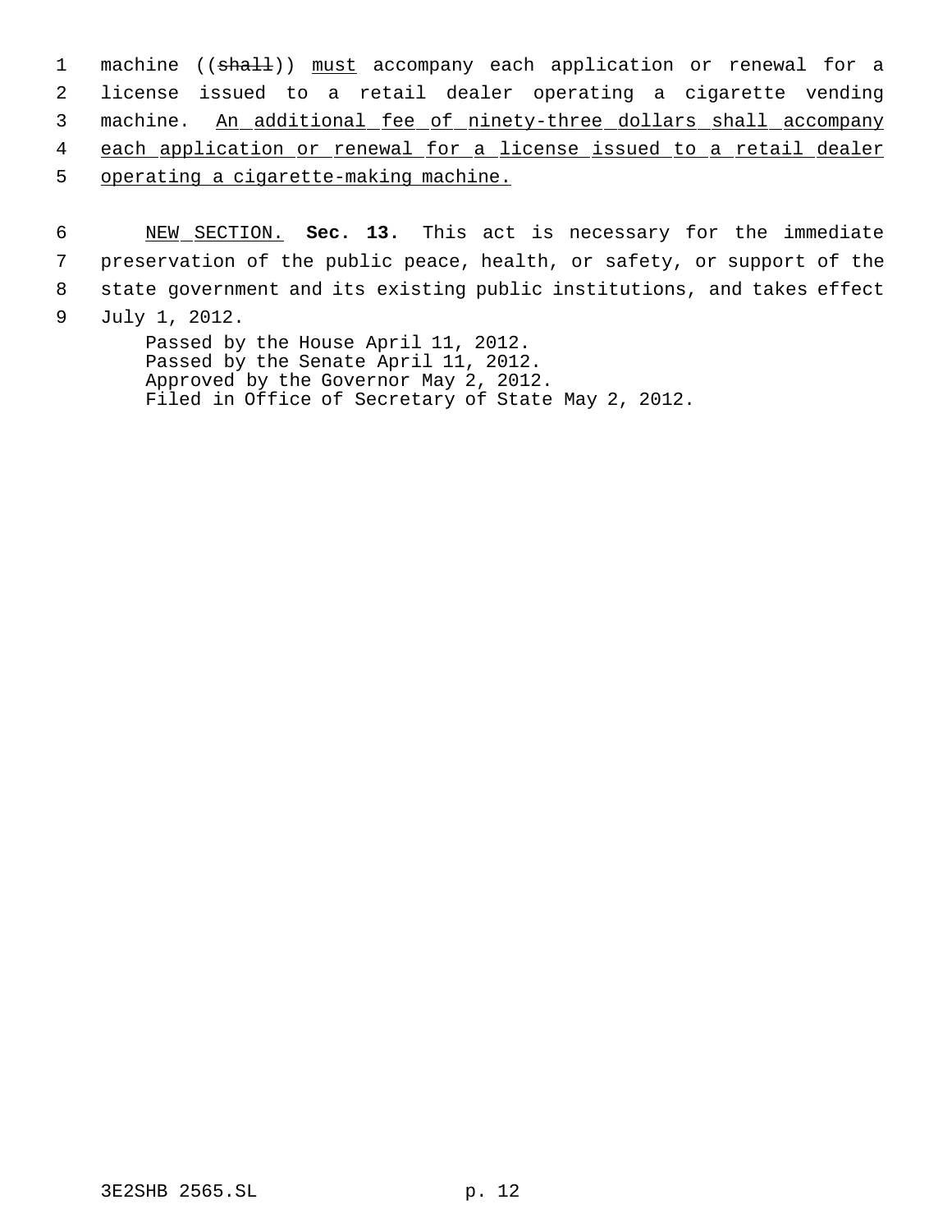machine ((~~shall~~)) must accompany each application or renewal for a license issued to a retail dealer operating a cigarette vending machine. An additional fee of ninety-three dollars shall accompany each application or renewal for a license issued to a retail dealer operating a cigarette-making machine.

NEW SECTION. **Sec. 13.** This act is necessary for the immediate preservation of the public peace, health, or safety, or support of the state government and its existing public institutions, and takes effect July 1, 2012.

Passed by the House April 11, 2012.
Passed by the Senate April 11, 2012.
Approved by the Governor May 2, 2012.
Filed in Office of Secretary of State May 2, 2012.